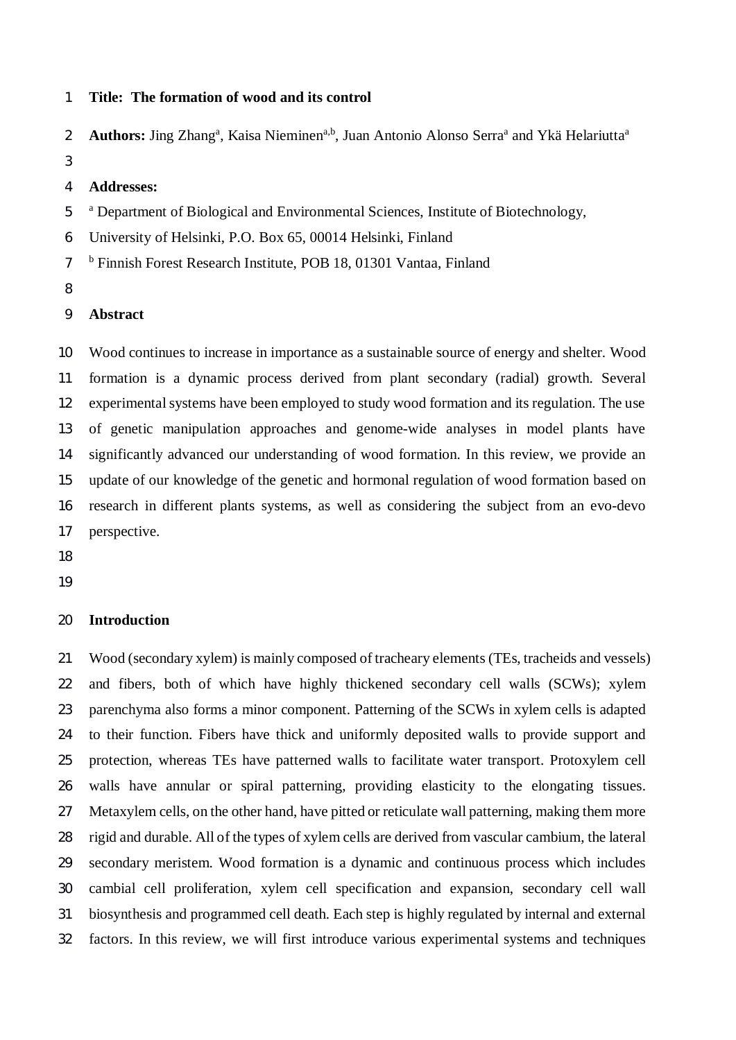**Title: The formation of wood and its control**

**Authors:** Jing Zhang[a], Kaisa Nieminen[a,b], Juan Antonio Alonso Serra[a] and Ykä Helariutta[a]

**Addresses:**

[a] Department of Biological and Environmental Sciences, Institute of Biotechnology, University of Helsinki, P.O. Box 65, 00014 Helsinki, Finland

[b] Finnish Forest Research Institute, POB 18, 01301 Vantaa, Finland

## Abstract

Wood continues to increase in importance as a sustainable source of energy and shelter. Wood formation is a dynamic process derived from plant secondary (radial) growth. Several experimental systems have been employed to study wood formation and its regulation. The use of genetic manipulation approaches and genome-wide analyses in model plants have significantly advanced our understanding of wood formation. In this review, we provide an update of our knowledge of the genetic and hormonal regulation of wood formation based on research in different plants systems, as well as considering the subject from an evo-devo perspective.

## Introduction

Wood (secondary xylem) is mainly composed of tracheary elements (TEs, tracheids and vessels) and fibers, both of which have highly thickened secondary cell walls (SCWs); xylem parenchyma also forms a minor component. Patterning of the SCWs in xylem cells is adapted to their function. Fibers have thick and uniformly deposited walls to provide support and protection, whereas TEs have patterned walls to facilitate water transport. Protoxylem cell walls have annular or spiral patterning, providing elasticity to the elongating tissues. Metaxylem cells, on the other hand, have pitted or reticulate wall patterning, making them more rigid and durable. All of the types of xylem cells are derived from vascular cambium, the lateral secondary meristem. Wood formation is a dynamic and continuous process which includes cambial cell proliferation, xylem cell specification and expansion, secondary cell wall biosynthesis and programmed cell death. Each step is highly regulated by internal and external factors. In this review, we will first introduce various experimental systems and techniques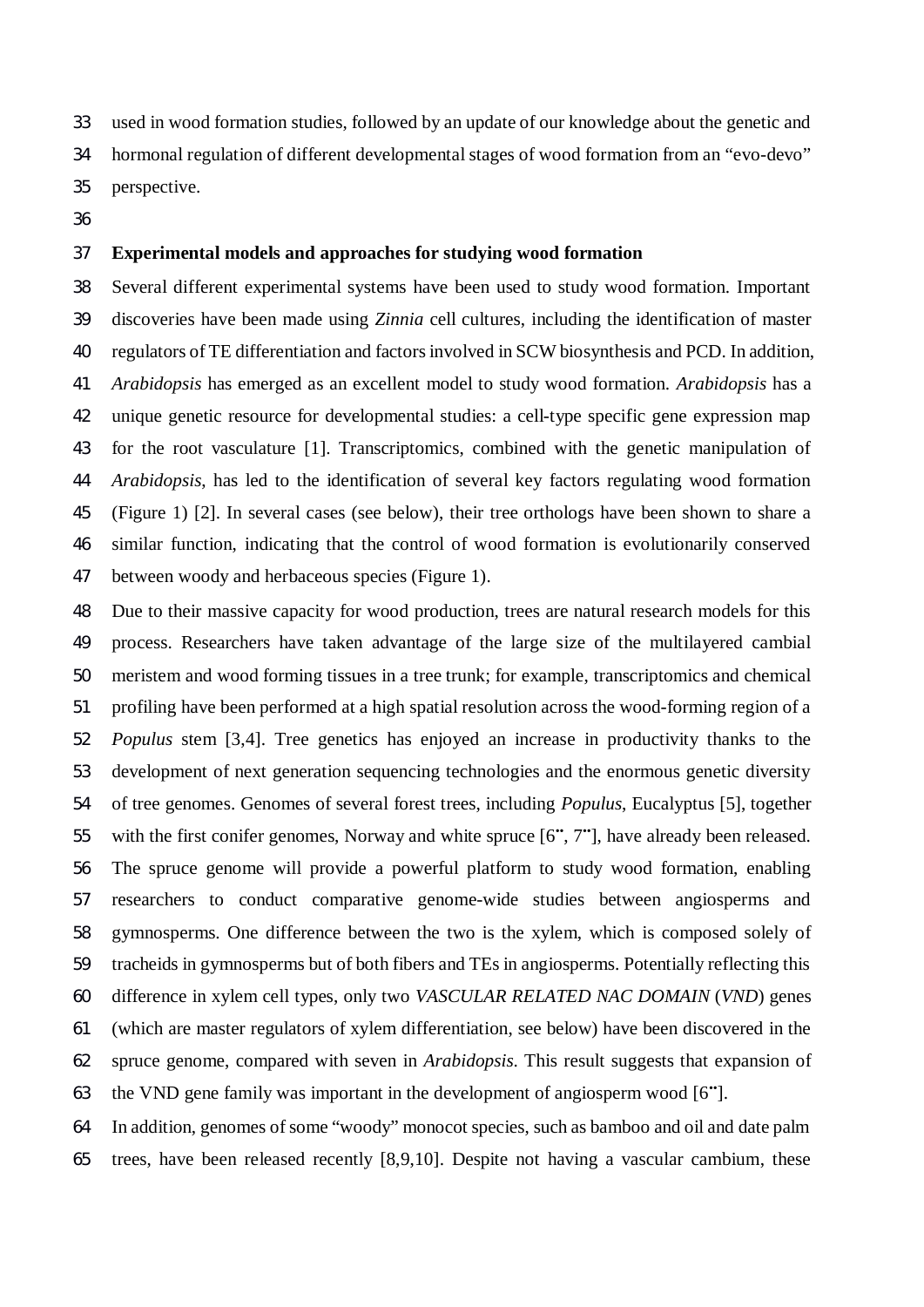used in wood formation studies, followed by an update of our knowledge about the genetic and hormonal regulation of different developmental stages of wood formation from an "evo-devo" perspective.

## Experimental models and approaches for studying wood formation

Several different experimental systems have been used to study wood formation. Important discoveries have been made using *Zinnia* cell cultures, including the identification of master regulators of TE differentiation and factors involved in SCW biosynthesis and PCD. In addition, *Arabidopsis* has emerged as an excellent model to study wood formation. *Arabidopsis* has a unique genetic resource for developmental studies: a cell-type specific gene expression map for the root vasculature [1]. Transcriptomics, combined with the genetic manipulation of *Arabidopsis*, has led to the identification of several key factors regulating wood formation (Figure 1) [2]. In several cases (see below), their tree orthologs have been shown to share a similar function, indicating that the control of wood formation is evolutionarily conserved between woody and herbaceous species (Figure 1).

Due to their massive capacity for wood production, trees are natural research models for this process. Researchers have taken advantage of the large size of the multilayered cambial meristem and wood forming tissues in a tree trunk; for example, transcriptomics and chemical profiling have been performed at a high spatial resolution across the wood-forming region of a *Populus* stem [3,4]. Tree genetics has enjoyed an increase in productivity thanks to the development of next generation sequencing technologies and the enormous genetic diversity of tree genomes. Genomes of several forest trees, including *Populus*, Eucalyptus [5], together with the first conifer genomes, Norway and white spruce [6••, 7••], have already been released. The spruce genome will provide a powerful platform to study wood formation, enabling researchers to conduct comparative genome-wide studies between angiosperms and gymnosperms. One difference between the two is the xylem, which is composed solely of tracheids in gymnosperms but of both fibers and TEs in angiosperms. Potentially reflecting this difference in xylem cell types, only two *VASCULAR RELATED NAC DOMAIN* (*VND*) genes (which are master regulators of xylem differentiation, see below) have been discovered in the spruce genome, compared with seven in *Arabidopsis*. This result suggests that expansion of the VND gene family was important in the development of angiosperm wood [6••].

In addition, genomes of some "woody" monocot species, such as bamboo and oil and date palm trees, have been released recently [8,9,10]. Despite not having a vascular cambium, these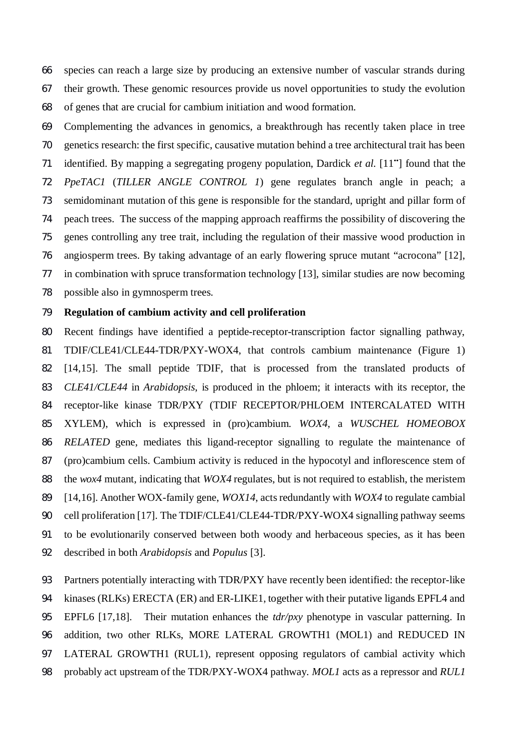species can reach a large size by producing an extensive number of vascular strands during their growth. These genomic resources provide us novel opportunities to study the evolution of genes that are crucial for cambium initiation and wood formation.

Complementing the advances in genomics, a breakthrough has recently taken place in tree genetics research: the first specific, causative mutation behind a tree architectural trait has been identified. By mapping a segregating progeny population, Dardick *et al.* [11••] found that the *PpeTAC1* (*TILLER ANGLE CONTROL 1*) gene regulates branch angle in peach; a semidominant mutation of this gene is responsible for the standard, upright and pillar form of peach trees. The success of the mapping approach reaffirms the possibility of discovering the genes controlling any tree trait, including the regulation of their massive wood production in angiosperm trees. By taking advantage of an early flowering spruce mutant "acrocona" [12], in combination with spruce transformation technology [13], similar studies are now becoming possible also in gymnosperm trees.

**Regulation of cambium activity and cell proliferation**

Recent findings have identified a peptide-receptor-transcription factor signalling pathway, TDIF/CLE41/CLE44-TDR/PXY-WOX4, that controls cambium maintenance (Figure 1) [14,15]. The small peptide TDIF, that is processed from the translated products of *CLE41/CLE44* in *Arabidopsis*, is produced in the phloem; it interacts with its receptor, the receptor-like kinase TDR/PXY (TDIF RECEPTOR/PHLOEM INTERCALATED WITH XYLEM), which is expressed in (pro)cambium. *WOX4*, a *WUSCHEL HOMEOBOX RELATED* gene, mediates this ligand-receptor signalling to regulate the maintenance of (pro)cambium cells. Cambium activity is reduced in the hypocotyl and inflorescence stem of the *wox4* mutant, indicating that *WOX4* regulates, but is not required to establish, the meristem [14,16]. Another WOX-family gene, *WOX14*, acts redundantly with *WOX4* to regulate cambial cell proliferation [17]. The TDIF/CLE41/CLE44-TDR/PXY-WOX4 signalling pathway seems to be evolutionarily conserved between both woody and herbaceous species, as it has been described in both *Arabidopsis* and *Populus* [3].

Partners potentially interacting with TDR/PXY have recently been identified: the receptor-like kinases (RLKs) ERECTA (ER) and ER-LIKE1, together with their putative ligands EPFL4 and EPFL6 [17,18]. Their mutation enhances the *tdr/pxy* phenotype in vascular patterning. In addition, two other RLKs, MORE LATERAL GROWTH1 (MOL1) and REDUCED IN LATERAL GROWTH1 (RUL1), represent opposing regulators of cambial activity which probably act upstream of the TDR/PXY-WOX4 pathway. *MOL1* acts as a repressor and *RUL1*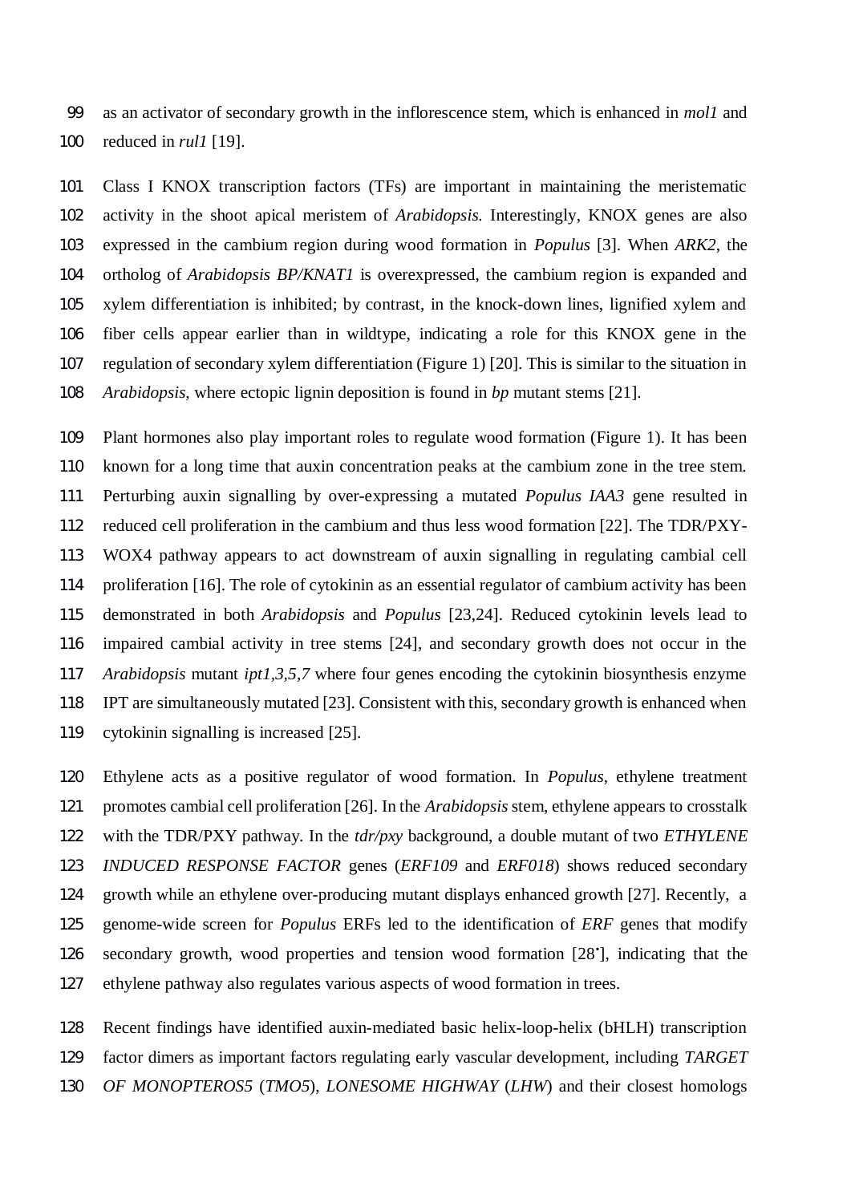as an activator of secondary growth in the inflorescence stem, which is enhanced in *mol1* and reduced in *rul1* [19].

Class I KNOX transcription factors (TFs) are important in maintaining the meristematic activity in the shoot apical meristem of *Arabidopsis*. Interestingly, KNOX genes are also expressed in the cambium region during wood formation in *Populus* [3]. When *ARK2*, the ortholog of *Arabidopsis BP/KNAT1* is overexpressed, the cambium region is expanded and xylem differentiation is inhibited; by contrast, in the knock-down lines, lignified xylem and fiber cells appear earlier than in wildtype, indicating a role for this KNOX gene in the regulation of secondary xylem differentiation (Figure 1) [20]. This is similar to the situation in *Arabidopsis*, where ectopic lignin deposition is found in *bp* mutant stems [21].

Plant hormones also play important roles to regulate wood formation (Figure 1). It has been known for a long time that auxin concentration peaks at the cambium zone in the tree stem. Perturbing auxin signalling by over-expressing a mutated *Populus IAA3* gene resulted in reduced cell proliferation in the cambium and thus less wood formation [22]. The TDR/PXY-WOX4 pathway appears to act downstream of auxin signalling in regulating cambial cell proliferation [16]. The role of cytokinin as an essential regulator of cambium activity has been demonstrated in both *Arabidopsis* and *Populus* [23,24]. Reduced cytokinin levels lead to impaired cambial activity in tree stems [24], and secondary growth does not occur in the *Arabidopsis* mutant *ipt1,3,5,7* where four genes encoding the cytokinin biosynthesis enzyme IPT are simultaneously mutated [23]. Consistent with this, secondary growth is enhanced when cytokinin signalling is increased [25].

Ethylene acts as a positive regulator of wood formation. In *Populus*, ethylene treatment promotes cambial cell proliferation [26]. In the *Arabidopsis* stem, ethylene appears to crosstalk with the TDR/PXY pathway. In the *tdr/pxy* background, a double mutant of two *ETHYLENE INDUCED RESPONSE FACTOR* genes (*ERF109* and *ERF018*) shows reduced secondary growth while an ethylene over-producing mutant displays enhanced growth [27]. Recently, a genome-wide screen for *Populus* ERFs led to the identification of *ERF* genes that modify secondary growth, wood properties and tension wood formation [28•], indicating that the ethylene pathway also regulates various aspects of wood formation in trees.

Recent findings have identified auxin-mediated basic helix-loop-helix (bHLH) transcription factor dimers as important factors regulating early vascular development, including *TARGET OF MONOPTEROS5* (*TMO5*), *LONESOME HIGHWAY* (*LHW*) and their closest homologs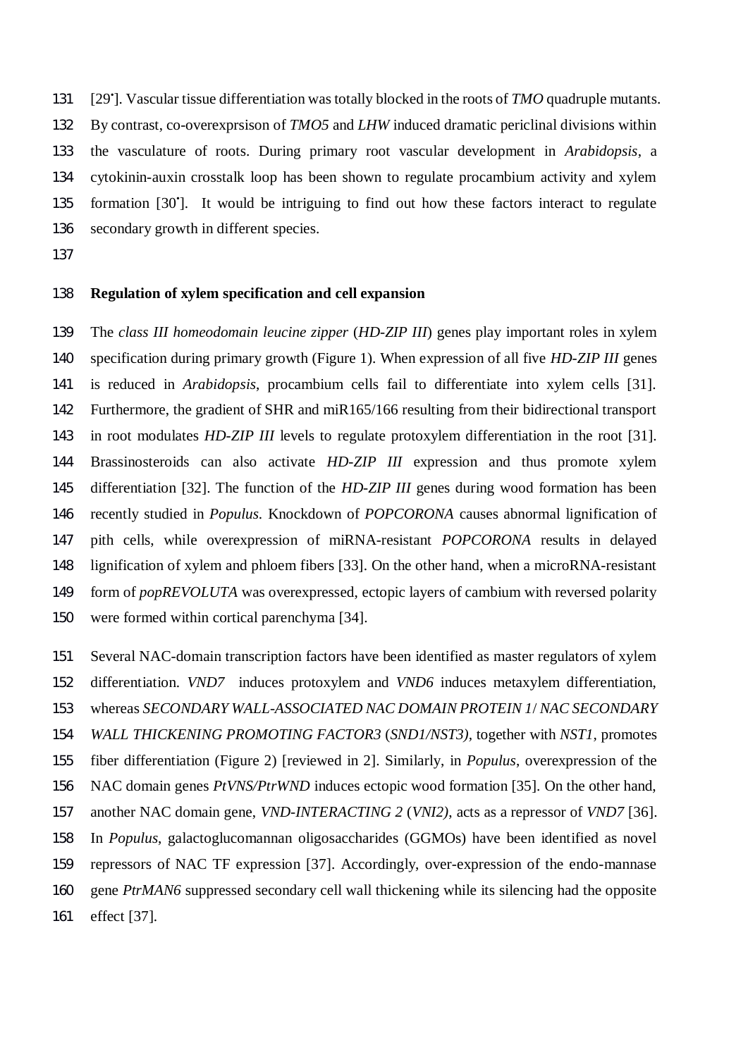[29•]. Vascular tissue differentiation was totally blocked in the roots of *TMO* quadruple mutants. By contrast, co-overexprsison of *TMO5* and *LHW* induced dramatic periclinal divisions within the vasculature of roots. During primary root vascular development in *Arabidopsis*, a cytokinin-auxin crosstalk loop has been shown to regulate procambium activity and xylem formation [30•]. It would be intriguing to find out how these factors interact to regulate secondary growth in different species.

**Regulation of xylem specification and cell expansion**

The *class III homeodomain leucine zipper* (*HD-ZIP III*) genes play important roles in xylem specification during primary growth (Figure 1). When expression of all five *HD-ZIP III* genes is reduced in *Arabidopsis*, procambium cells fail to differentiate into xylem cells [31]. Furthermore, the gradient of SHR and miR165/166 resulting from their bidirectional transport in root modulates *HD-ZIP III* levels to regulate protoxylem differentiation in the root [31]. Brassinosteroids can also activate *HD-ZIP III* expression and thus promote xylem differentiation [32]. The function of the *HD-ZIP III* genes during wood formation has been recently studied in *Populus*. Knockdown of *POPCORONA* causes abnormal lignification of pith cells, while overexpression of miRNA-resistant *POPCORONA* results in delayed lignification of xylem and phloem fibers [33]. On the other hand, when a microRNA-resistant form of *popREVOLUTA* was overexpressed, ectopic layers of cambium with reversed polarity were formed within cortical parenchyma [34].

Several NAC-domain transcription factors have been identified as master regulators of xylem differentiation. *VND7* induces protoxylem and *VND6* induces metaxylem differentiation, whereas *SECONDARY WALL-ASSOCIATED NAC DOMAIN PROTEIN 1*/ *NAC SECONDARY WALL THICKENING PROMOTING FACTOR3* (*SND1/NST3)*, together with *NST1*, promotes fiber differentiation (Figure 2) [reviewed in 2]. Similarly, in *Populus*, overexpression of the NAC domain genes *PtVNS/PtrWND* induces ectopic wood formation [35]. On the other hand, another NAC domain gene, *VND-INTERACTING 2* (*VNI2)*, acts as a repressor of *VND7* [36]. In *Populus*, galactoglucomannan oligosaccharides (GGMOs) have been identified as novel repressors of NAC TF expression [37]. Accordingly, over-expression of the endo-mannase gene *PtrMAN6* suppressed secondary cell wall thickening while its silencing had the opposite effect [37].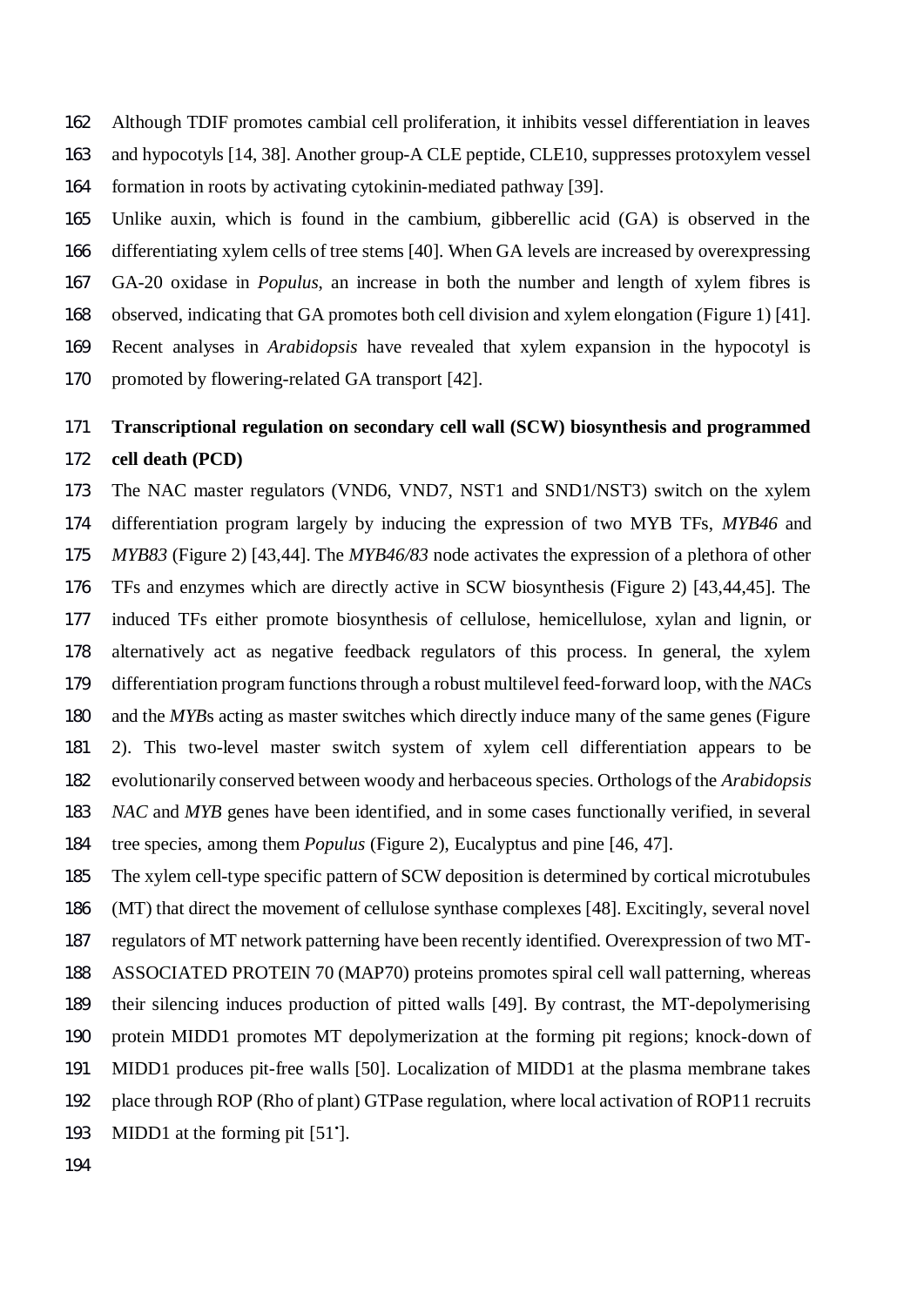Although TDIF promotes cambial cell proliferation, it inhibits vessel differentiation in leaves and hypocotyls [14, 38]. Another group-A CLE peptide, CLE10, suppresses protoxylem vessel formation in roots by activating cytokinin-mediated pathway [39].

Unlike auxin, which is found in the cambium, gibberellic acid (GA) is observed in the differentiating xylem cells of tree stems [40]. When GA levels are increased by overexpressing GA-20 oxidase in *Populus*, an increase in both the number and length of xylem fibres is observed, indicating that GA promotes both cell division and xylem elongation (Figure 1) [41]. Recent analyses in *Arabidopsis* have revealed that xylem expansion in the hypocotyl is promoted by flowering-related GA transport [42].

**Transcriptional regulation on secondary cell wall (SCW) biosynthesis and programmed cell death (PCD)**

The NAC master regulators (VND6, VND7, NST1 and SND1/NST3) switch on the xylem differentiation program largely by inducing the expression of two MYB TFs, *MYB46* and *MYB83* (Figure 2) [43,44]. The *MYB46/83* node activates the expression of a plethora of other TFs and enzymes which are directly active in SCW biosynthesis (Figure 2) [43,44,45]. The induced TFs either promote biosynthesis of cellulose, hemicellulose, xylan and lignin, or alternatively act as negative feedback regulators of this process. In general, the xylem differentiation program functions through a robust multilevel feed-forward loop, with the *NAC*s and the *MYB*s acting as master switches which directly induce many of the same genes (Figure 2). This two-level master switch system of xylem cell differentiation appears to be evolutionarily conserved between woody and herbaceous species. Orthologs of the *Arabidopsis* *NAC* and *MYB* genes have been identified, and in some cases functionally verified, in several tree species, among them *Populus* (Figure 2), Eucalyptus and pine [46, 47].

The xylem cell-type specific pattern of SCW deposition is determined by cortical microtubules (MT) that direct the movement of cellulose synthase complexes [48]. Excitingly, several novel regulators of MT network patterning have been recently identified. Overexpression of two MT-ASSOCIATED PROTEIN 70 (MAP70) proteins promotes spiral cell wall patterning, whereas their silencing induces production of pitted walls [49]. By contrast, the MT-depolymerising protein MIDD1 promotes MT depolymerization at the forming pit regions; knock-down of MIDD1 produces pit-free walls [50]. Localization of MIDD1 at the plasma membrane takes place through ROP (Rho of plant) GTPase regulation, where local activation of ROP11 recruits MIDD1 at the forming pit [51•].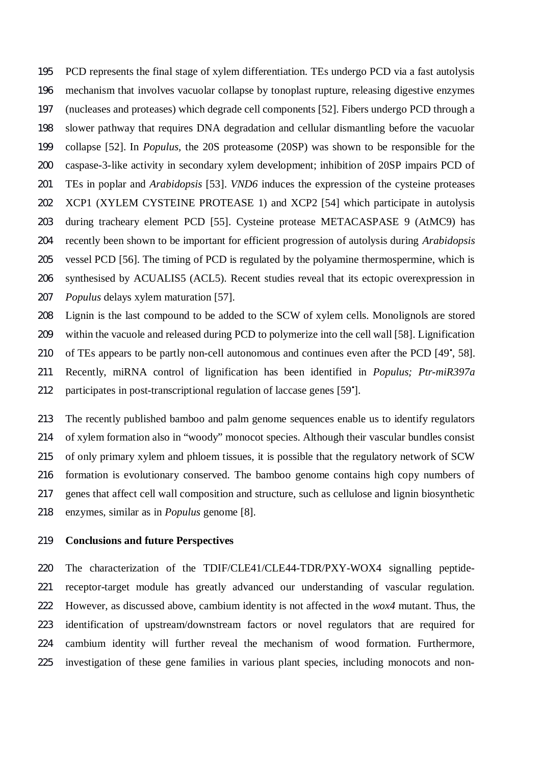PCD represents the final stage of xylem differentiation. TEs undergo PCD via a fast autolysis mechanism that involves vacuolar collapse by tonoplast rupture, releasing digestive enzymes (nucleases and proteases) which degrade cell components [52]. Fibers undergo PCD through a slower pathway that requires DNA degradation and cellular dismantling before the vacuolar collapse [52]. In *Populus,* the 20S proteasome (20SP) was shown to be responsible for the caspase-3-like activity in secondary xylem development; inhibition of 20SP impairs PCD of TEs in poplar and *Arabidopsis* [53]. *VND6* induces the expression of the cysteine proteases XCP1 (XYLEM CYSTEINE PROTEASE 1) and XCP2 [54] which participate in autolysis during tracheary element PCD [55]. Cysteine protease METACASPASE 9 (AtMC9) has recently been shown to be important for efficient progression of autolysis during *Arabidopsis* vessel PCD [56]. The timing of PCD is regulated by the polyamine thermospermine, which is synthesised by ACUALIS5 (ACL5). Recent studies reveal that its ectopic overexpression in *Populus* delays xylem maturation [57].

Lignin is the last compound to be added to the SCW of xylem cells. Monolignols are stored within the vacuole and released during PCD to polymerize into the cell wall [58]. Lignification of TEs appears to be partly non-cell autonomous and continues even after the PCD [49•, 58]. Recently, miRNA control of lignification has been identified in *Populus; Ptr-miR397a* participates in post-transcriptional regulation of laccase genes [59•].

The recently published bamboo and palm genome sequences enable us to identify regulators of xylem formation also in "woody" monocot species. Although their vascular bundles consist of only primary xylem and phloem tissues, it is possible that the regulatory network of SCW formation is evolutionary conserved. The bamboo genome contains high copy numbers of genes that affect cell wall composition and structure, such as cellulose and lignin biosynthetic enzymes, similar as in *Populus* genome [8].

## Conclusions and future Perspectives

The characterization of the TDIF/CLE41/CLE44-TDR/PXY-WOX4 signalling peptide-receptor-target module has greatly advanced our understanding of vascular regulation. However, as discussed above, cambium identity is not affected in the *wox4* mutant. Thus, the identification of upstream/downstream factors or novel regulators that are required for cambium identity will further reveal the mechanism of wood formation. Furthermore, investigation of these gene families in various plant species, including monocots and non-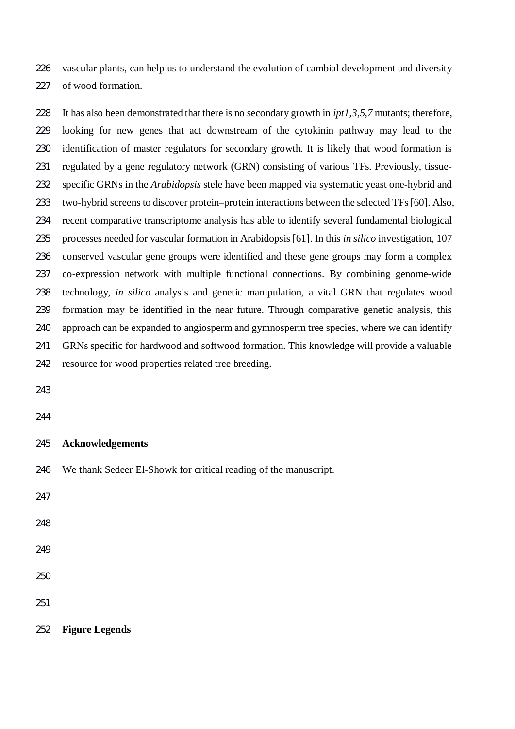vascular plants, can help us to understand the evolution of cambial development and diversity of wood formation.

It has also been demonstrated that there is no secondary growth in *ipt1,3,5,7* mutants; therefore, looking for new genes that act downstream of the cytokinin pathway may lead to the identification of master regulators for secondary growth. It is likely that wood formation is regulated by a gene regulatory network (GRN) consisting of various TFs. Previously, tissue-specific GRNs in the *Arabidopsis* stele have been mapped via systematic yeast one-hybrid and two-hybrid screens to discover protein–protein interactions between the selected TFs [60]. Also, recent comparative transcriptome analysis has able to identify several fundamental biological processes needed for vascular formation in Arabidopsis [61]. In this *in silico* investigation, 107 conserved vascular gene groups were identified and these gene groups may form a complex co-expression network with multiple functional connections. By combining genome-wide technology, *in silico* analysis and genetic manipulation, a vital GRN that regulates wood formation may be identified in the near future. Through comparative genetic analysis, this approach can be expanded to angiosperm and gymnosperm tree species, where we can identify GRNs specific for hardwood and softwood formation. This knowledge will provide a valuable resource for wood properties related tree breeding.

## Acknowledgements

We thank Sedeer El-Showk for critical reading of the manuscript.

## Figure Legends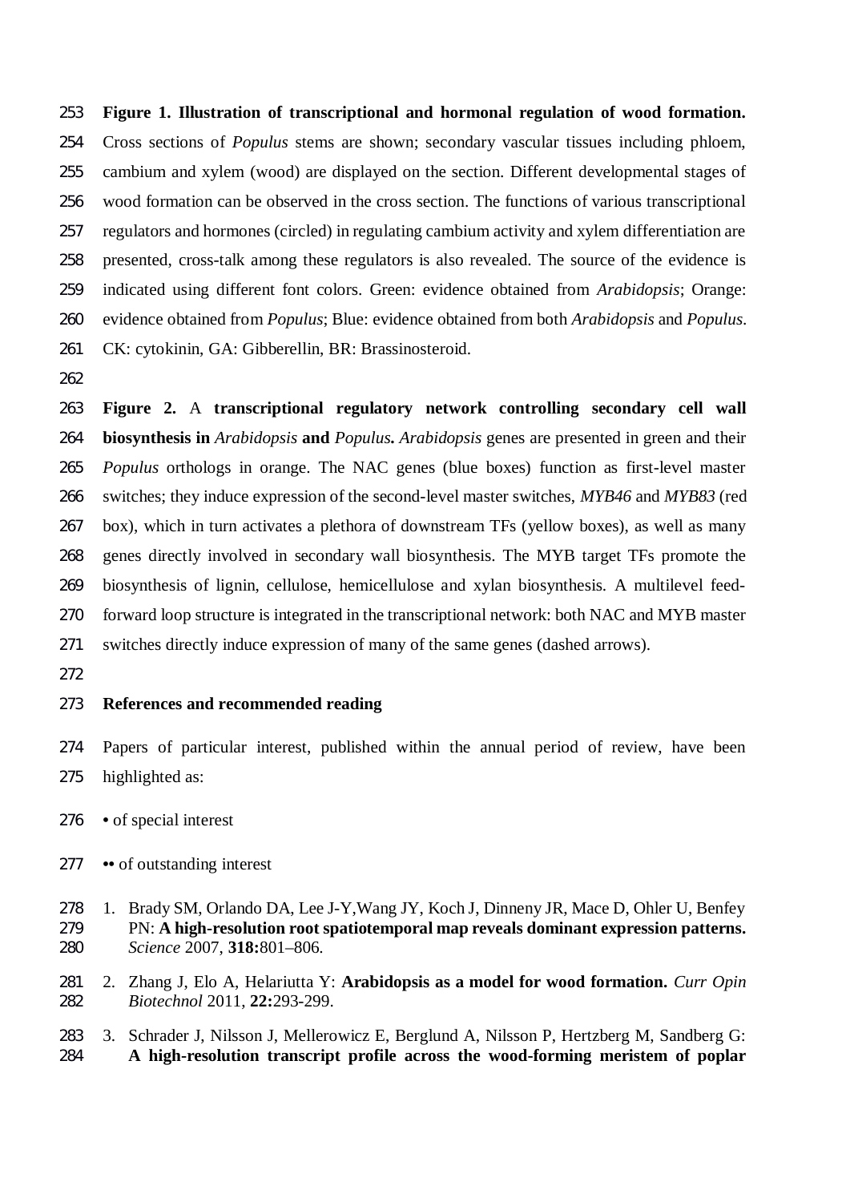**Figure 1. Illustration of transcriptional and hormonal regulation of wood formation.** Cross sections of *Populus* stems are shown; secondary vascular tissues including phloem, cambium and xylem (wood) are displayed on the section. Different developmental stages of wood formation can be observed in the cross section. The functions of various transcriptional regulators and hormones (circled) in regulating cambium activity and xylem differentiation are presented, cross-talk among these regulators is also revealed. The source of the evidence is indicated using different font colors. Green: evidence obtained from *Arabidopsis*; Orange: evidence obtained from *Populus*; Blue: evidence obtained from both *Arabidopsis* and *Populus*. CK: cytokinin, GA: Gibberellin, BR: Brassinosteroid.

**Figure 2.** A **transcriptional regulatory network controlling secondary cell wall biosynthesis in** *Arabidopsis* **and** *Populus***.** *Arabidopsis* genes are presented in green and their *Populus* orthologs in orange. The NAC genes (blue boxes) function as first-level master switches; they induce expression of the second-level master switches, *MYB46* and *MYB83* (red box), which in turn activates a plethora of downstream TFs (yellow boxes), as well as many genes directly involved in secondary wall biosynthesis. The MYB target TFs promote the biosynthesis of lignin, cellulose, hemicellulose and xylan biosynthesis. A multilevel feed-forward loop structure is integrated in the transcriptional network: both NAC and MYB master switches directly induce expression of many of the same genes (dashed arrows).

## References and recommended reading

Papers of particular interest, published within the annual period of review, have been highlighted as:

• of special interest

•• of outstanding interest

1. Brady SM, Orlando DA, Lee J-Y,Wang JY, Koch J, Dinneny JR, Mace D, Ohler U, Benfey PN: **A high-resolution root spatiotemporal map reveals dominant expression patterns.** *Science* 2007, **318:**801–806.
2. Zhang J, Elo A, Helariutta Y: **Arabidopsis as a model for wood formation.** *Curr Opin Biotechnol* 2011, **22:**293-299.
3. Schrader J, Nilsson J, Mellerowicz E, Berglund A, Nilsson P, Hertzberg M, Sandberg G: **A high-resolution transcript profile across the wood-forming meristem of poplar**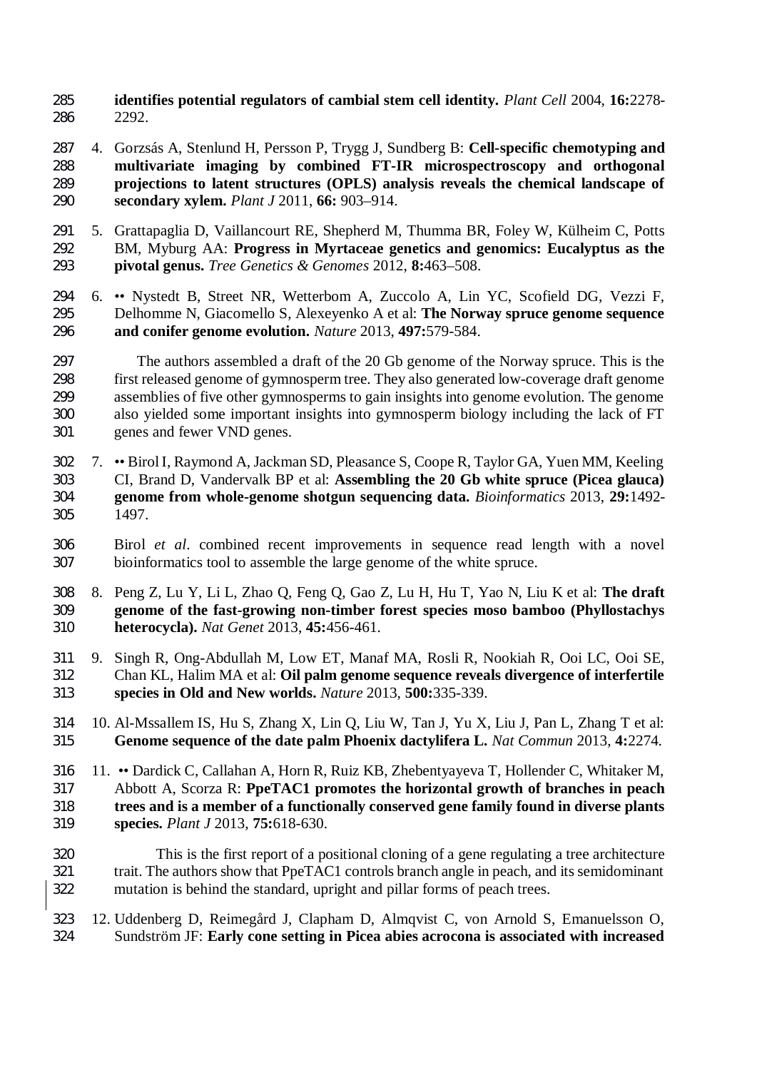**identifies potential regulators of cambial stem cell identity.** *Plant Cell* 2004, **16:**2278-2292.

4. Gorzsás A, Stenlund H, Persson P, Trygg J, Sundberg B: **Cell-specific chemotyping and multivariate imaging by combined FT-IR microspectroscopy and orthogonal projections to latent structures (OPLS) analysis reveals the chemical landscape of secondary xylem.** *Plant J* 2011, **66:** 903–914.

5. Grattapaglia D, Vaillancourt RE, Shepherd M, Thumma BR, Foley W, Külheim C, Potts BM, Myburg AA: **Progress in Myrtaceae genetics and genomics: Eucalyptus as the pivotal genus.** *Tree Genetics & Genomes* 2012, **8:**463–508.

6. •• Nystedt B, Street NR, Wetterbom A, Zuccolo A, Lin YC, Scofield DG, Vezzi F, Delhomme N, Giacomello S, Alexeyenko A et al: **The Norway spruce genome sequence and conifer genome evolution.** *Nature* 2013, **497:**579-584.

   The authors assembled a draft of the 20 Gb genome of the Norway spruce. This is the first released genome of gymnosperm tree. They also generated low-coverage draft genome assemblies of five other gymnosperms to gain insights into genome evolution. The genome also yielded some important insights into gymnosperm biology including the lack of FT genes and fewer VND genes.

7. •• Birol I, Raymond A, Jackman SD, Pleasance S, Coope R, Taylor GA, Yuen MM, Keeling CI, Brand D, Vandervalk BP et al: **Assembling the 20 Gb white spruce (Picea glauca) genome from whole-genome shotgun sequencing data.** *Bioinformatics* 2013, **29:**1492-1497.

   Birol *et al*. combined recent improvements in sequence read length with a novel bioinformatics tool to assemble the large genome of the white spruce.

8. Peng Z, Lu Y, Li L, Zhao Q, Feng Q, Gao Z, Lu H, Hu T, Yao N, Liu K et al: **The draft genome of the fast-growing non-timber forest species moso bamboo (Phyllostachys heterocycla).** *Nat Genet* 2013, **45:**456-461.

9. Singh R, Ong-Abdullah M, Low ET, Manaf MA, Rosli R, Nookiah R, Ooi LC, Ooi SE, Chan KL, Halim MA et al: **Oil palm genome sequence reveals divergence of interfertile species in Old and New worlds.** *Nature* 2013, **500:**335-339.

10. Al-Mssallem IS, Hu S, Zhang X, Lin Q, Liu W, Tan J, Yu X, Liu J, Pan L, Zhang T et al: **Genome sequence of the date palm Phoenix dactylifera L.** *Nat Commun* 2013, **4:**2274.

11. •• Dardick C, Callahan A, Horn R, Ruiz KB, Zhebentyayeva T, Hollender C, Whitaker M, Abbott A, Scorza R: **PpeTAC1 promotes the horizontal growth of branches in peach trees and is a member of a functionally conserved gene family found in diverse plants species.** *Plant J* 2013, **75:**618-630.

    This is the first report of a positional cloning of a gene regulating a tree architecture trait. The authors show that PpeTAC1 controls branch angle in peach, and its semidominant mutation is behind the standard, upright and pillar forms of peach trees.

12. Uddenberg D, Reimegård J, Clapham D, Almqvist C, von Arnold S, Emanuelsson O, Sundström JF: **Early cone setting in Picea abies acrocona is associated with increased**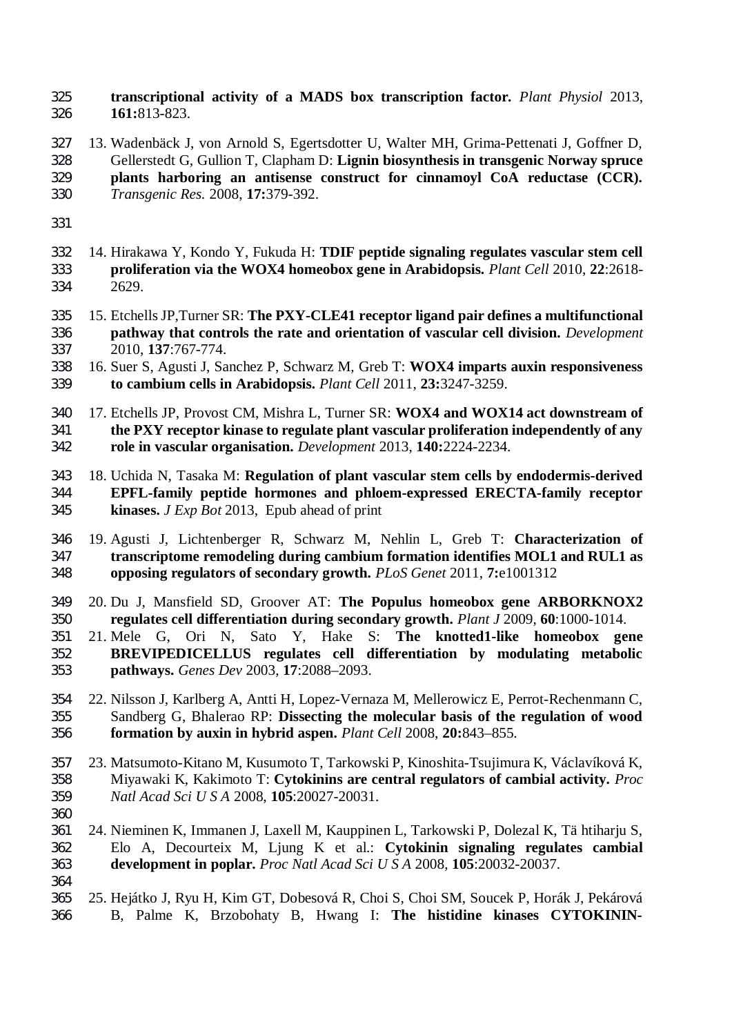**transcriptional activity of a MADS box transcription factor.** *Plant Physiol* 2013, **161:**813-823.

13. Wadenbäck J, von Arnold S, Egertsdotter U, Walter MH, Grima-Pettenati J, Goffner D, Gellerstedt G, Gullion T, Clapham D: **Lignin biosynthesis in transgenic Norway spruce plants harboring an antisense construct for cinnamoyl CoA reductase (CCR).** *Transgenic Res.* 2008, **17:**379-392.

14. Hirakawa Y, Kondo Y, Fukuda H: **TDIF peptide signaling regulates vascular stem cell proliferation via the WOX4 homeobox gene in Arabidopsis.** *Plant Cell* 2010, **22**:2618-2629.

15. Etchells JP,Turner SR: **The PXY-CLE41 receptor ligand pair defines a multifunctional pathway that controls the rate and orientation of vascular cell division.** *Development* 2010, **137**:767-774.

16. Suer S, Agusti J, Sanchez P, Schwarz M, Greb T: **WOX4 imparts auxin responsiveness to cambium cells in Arabidopsis.** *Plant Cell* 2011, **23:**3247-3259.

17. Etchells JP, Provost CM, Mishra L, Turner SR: **WOX4 and WOX14 act downstream of the PXY receptor kinase to regulate plant vascular proliferation independently of any role in vascular organisation.** *Development* 2013, **140:**2224-2234.

18. Uchida N, Tasaka M: **Regulation of plant vascular stem cells by endodermis-derived EPFL-family peptide hormones and phloem-expressed ERECTA-family receptor kinases.** *J Exp Bot* 2013, Epub ahead of print

19. Agusti J, Lichtenberger R, Schwarz M, Nehlin L, Greb T: **Characterization of transcriptome remodeling during cambium formation identifies MOL1 and RUL1 as opposing regulators of secondary growth.** *PLoS Genet* 2011, **7:**e1001312

20. Du J, Mansfield SD, Groover AT: **The Populus homeobox gene ARBORKNOX2 regulates cell differentiation during secondary growth.** *Plant J* 2009, **60**:1000-1014.

21. Mele G, Ori N, Sato Y, Hake S: **The knotted1-like homeobox gene BREVIPEDICELLUS regulates cell differentiation by modulating metabolic pathways.** *Genes Dev* 2003, **17**:2088–2093.

22. Nilsson J, Karlberg A, Antti H, Lopez-Vernaza M, Mellerowicz E, Perrot-Rechenmann C, Sandberg G, Bhalerao RP: **Dissecting the molecular basis of the regulation of wood formation by auxin in hybrid aspen.** *Plant Cell* 2008, **20:**843–855.

23. Matsumoto-Kitano M, Kusumoto T, Tarkowski P, Kinoshita-Tsujimura K, Václavíková K, Miyawaki K, Kakimoto T: **Cytokinins are central regulators of cambial activity.** *Proc Natl Acad Sci U S A* 2008, **105**:20027-20031.

24. Nieminen K, Immanen J, Laxell M, Kauppinen L, Tarkowski P, Dolezal K, Tä htiharju S, Elo A, Decourteix M, Ljung K et al.: **Cytokinin signaling regulates cambial development in poplar.** *Proc Natl Acad Sci U S A* 2008, **105**:20032-20037.

25. Hejátko J, Ryu H, Kim GT, Dobesová R, Choi S, Choi SM, Soucek P, Horák J, Pekárová B, Palme K, Brzobohaty B, Hwang I: **The histidine kinases CYTOKININ-**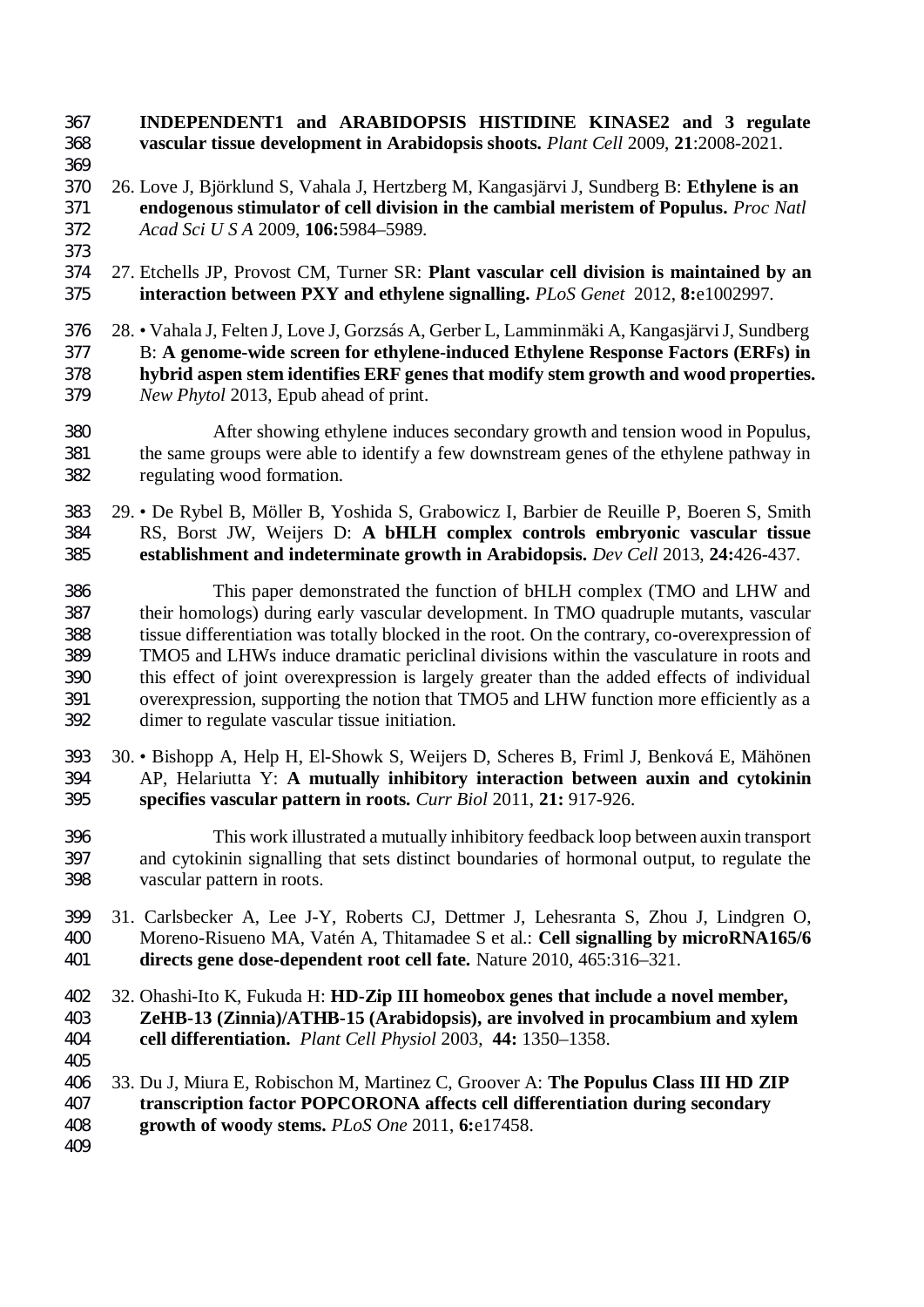**INDEPENDENT1 and ARABIDOPSIS HISTIDINE KINASE2 and 3 regulate vascular tissue development in Arabidopsis shoots.** *Plant Cell* 2009, **21**:2008-2021.

26. Love J, Björklund S, Vahala J, Hertzberg M, Kangasjärvi J, Sundberg B: **Ethylene is an endogenous stimulator of cell division in the cambial meristem of Populus.** *Proc Natl Acad Sci U S A* 2009, **106:**5984–5989.

27. Etchells JP, Provost CM, Turner SR: **Plant vascular cell division is maintained by an interaction between PXY and ethylene signalling.** *PLoS Genet* 2012, **8:**e1002997.

28. • Vahala J, Felten J, Love J, Gorzsás A, Gerber L, Lamminmäki A, Kangasjärvi J, Sundberg B: **A genome-wide screen for ethylene-induced Ethylene Response Factors (ERFs) in hybrid aspen stem identifies ERF genes that modify stem growth and wood properties.** *New Phytol* 2013, Epub ahead of print.

    After showing ethylene induces secondary growth and tension wood in Populus, the same groups were able to identify a few downstream genes of the ethylene pathway in regulating wood formation.

29. • De Rybel B, Möller B, Yoshida S, Grabowicz I, Barbier de Reuille P, Boeren S, Smith RS, Borst JW, Weijers D: **A bHLH complex controls embryonic vascular tissue establishment and indeterminate growth in Arabidopsis.** *Dev Cell* 2013, **24:**426-437.

    This paper demonstrated the function of bHLH complex (TMO and LHW and their homologs) during early vascular development. In TMO quadruple mutants, vascular tissue differentiation was totally blocked in the root. On the contrary, co-overexpression of TMO5 and LHWs induce dramatic periclinal divisions within the vasculature in roots and this effect of joint overexpression is largely greater than the added effects of individual overexpression, supporting the notion that TMO5 and LHW function more efficiently as a dimer to regulate vascular tissue initiation.

30. • Bishopp A, Help H, El-Showk S, Weijers D, Scheres B, Friml J, Benková E, Mähönen AP, Helariutta Y: **A mutually inhibitory interaction between auxin and cytokinin specifies vascular pattern in roots.** *Curr Biol* 2011, **21:** 917-926.

    This work illustrated a mutually inhibitory feedback loop between auxin transport and cytokinin signalling that sets distinct boundaries of hormonal output, to regulate the vascular pattern in roots.

31. Carlsbecker A, Lee J-Y, Roberts CJ, Dettmer J, Lehesranta S, Zhou J, Lindgren O, Moreno-Risueno MA, Vatén A, Thitamadee S et al.: **Cell signalling by microRNA165/6 directs gene dose-dependent root cell fate.** Nature 2010, 465:316–321.

32. Ohashi-Ito K, Fukuda H: **HD-Zip III homeobox genes that include a novel member, ZeHB-13 (Zinnia)/ATHB-15 (Arabidopsis), are involved in procambium and xylem cell differentiation.** *Plant Cell Physiol* 2003, **44:** 1350–1358.

33. Du J, Miura E, Robischon M, Martinez C, Groover A: **The Populus Class III HD ZIP transcription factor POPCORONA affects cell differentiation during secondary growth of woody stems.** *PLoS One* 2011, **6:**e17458.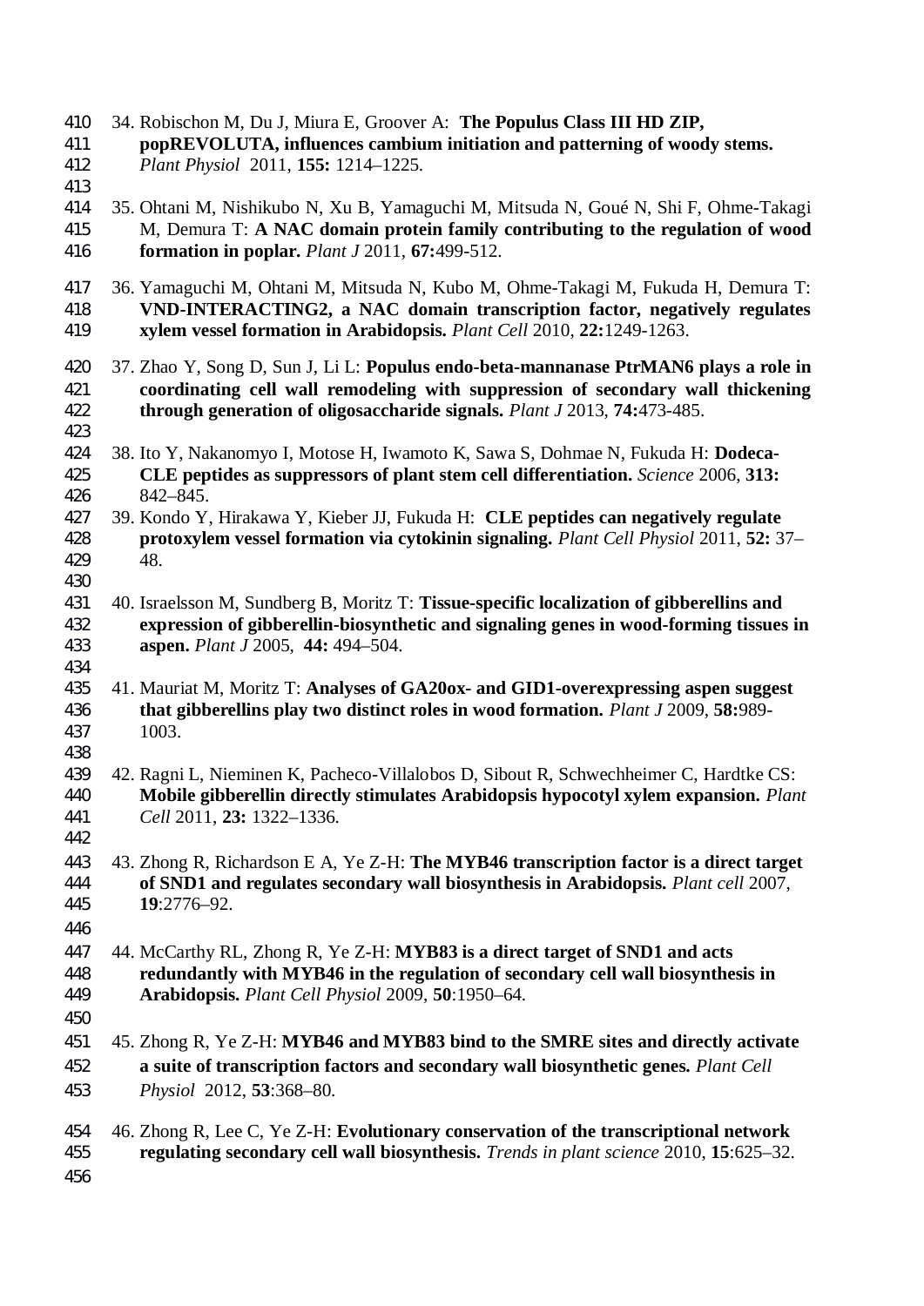34. Robischon M, Du J, Miura E, Groover A: **The Populus Class III HD ZIP, popREVOLUTA, influences cambium initiation and patterning of woody stems.** *Plant Physiol* 2011, **155:** 1214–1225.

35. Ohtani M, Nishikubo N, Xu B, Yamaguchi M, Mitsuda N, Goué N, Shi F, Ohme-Takagi M, Demura T: **A NAC domain protein family contributing to the regulation of wood formation in poplar.** *Plant J* 2011, **67:**499-512.

36. Yamaguchi M, Ohtani M, Mitsuda N, Kubo M, Ohme-Takagi M, Fukuda H, Demura T: **VND-INTERACTING2, a NAC domain transcription factor, negatively regulates xylem vessel formation in Arabidopsis.** *Plant Cell* 2010, **22:**1249-1263.

37. Zhao Y, Song D, Sun J, Li L: **Populus endo-beta-mannanase PtrMAN6 plays a role in coordinating cell wall remodeling with suppression of secondary wall thickening through generation of oligosaccharide signals.** *Plant J* 2013, **74:**473-485.

38. Ito Y, Nakanomyo I, Motose H, Iwamoto K, Sawa S, Dohmae N, Fukuda H: **Dodeca-CLE peptides as suppressors of plant stem cell differentiation.** *Science* 2006, **313:** 842–845.

39. Kondo Y, Hirakawa Y, Kieber JJ, Fukuda H: **CLE peptides can negatively regulate protoxylem vessel formation via cytokinin signaling.** *Plant Cell Physiol* 2011, **52:** 37–48.

40. Israelsson M, Sundberg B, Moritz T: **Tissue-specific localization of gibberellins and expression of gibberellin-biosynthetic and signaling genes in wood-forming tissues in aspen.** *Plant J* 2005, **44:** 494–504.

41. Mauriat M, Moritz T: **Analyses of GA20ox- and GID1-overexpressing aspen suggest that gibberellins play two distinct roles in wood formation.** *Plant J* 2009, **58:**989-1003.

42. Ragni L, Nieminen K, Pacheco-Villalobos D, Sibout R, Schwechheimer C, Hardtke CS: **Mobile gibberellin directly stimulates Arabidopsis hypocotyl xylem expansion.** *Plant Cell* 2011, **23:** 1322–1336.

43. Zhong R, Richardson E A, Ye Z-H: **The MYB46 transcription factor is a direct target of SND1 and regulates secondary wall biosynthesis in Arabidopsis.** *Plant cell* 2007, **19**:2776–92.

44. McCarthy RL, Zhong R, Ye Z-H: **MYB83 is a direct target of SND1 and acts redundantly with MYB46 in the regulation of secondary cell wall biosynthesis in Arabidopsis.** *Plant Cell Physiol* 2009, **50**:1950–64.

45. Zhong R, Ye Z-H: **MYB46 and MYB83 bind to the SMRE sites and directly activate a suite of transcription factors and secondary wall biosynthetic genes.** *Plant Cell Physiol* 2012, **53**:368–80.

46. Zhong R, Lee C, Ye Z-H: **Evolutionary conservation of the transcriptional network regulating secondary cell wall biosynthesis.** *Trends in plant science* 2010, **15**:625–32.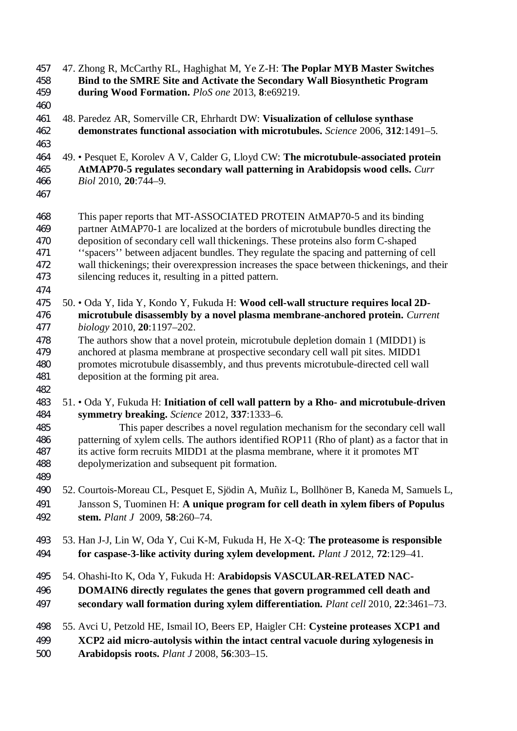47. Zhong R, McCarthy RL, Haghighat M, Ye Z-H: **The Poplar MYB Master Switches Bind to the SMRE Site and Activate the Secondary Wall Biosynthetic Program during Wood Formation.** *PloS one* 2013, **8**:e69219.

48. Paredez AR, Somerville CR, Ehrhardt DW: **Visualization of cellulose synthase demonstrates functional association with microtubules.** *Science* 2006, **312**:1491–5.

49. • Pesquet E, Korolev A V, Calder G, Lloyd CW: **The microtubule-associated protein AtMAP70-5 regulates secondary wall patterning in Arabidopsis wood cells.** *Curr Biol* 2010, **20**:744–9.

   This paper reports that MT-ASSOCIATED PROTEIN AtMAP70-5 and its binding partner AtMAP70-1 are localized at the borders of microtubule bundles directing the deposition of secondary cell wall thickenings. These proteins also form C-shaped ''spacers'' between adjacent bundles. They regulate the spacing and patterning of cell wall thickenings; their overexpression increases the space between thickenings, and their silencing reduces it, resulting in a pitted pattern.

50. • Oda Y, Iida Y, Kondo Y, Fukuda H: **Wood cell-wall structure requires local 2D-microtubule disassembly by a novel plasma membrane-anchored protein.** *Current biology* 2010, **20**:1197–202.
   The authors show that a novel protein, microtubule depletion domain 1 (MIDD1) is anchored at plasma membrane at prospective secondary cell wall pit sites. MIDD1 promotes microtubule disassembly, and thus prevents microtubule-directed cell wall deposition at the forming pit area.

51. • Oda Y, Fukuda H: **Initiation of cell wall pattern by a Rho- and microtubule-driven symmetry breaking.** *Science* 2012, **337**:1333–6.
   This paper describes a novel regulation mechanism for the secondary cell wall patterning of xylem cells. The authors identified ROP11 (Rho of plant) as a factor that in its active form recruits MIDD1 at the plasma membrane, where it it promotes MT depolymerization and subsequent pit formation.

52. Courtois-Moreau CL, Pesquet E, Sjödin A, Muñiz L, Bollhöner B, Kaneda M, Samuels L, Jansson S, Tuominen H: **A unique program for cell death in xylem fibers of Populus stem.** *Plant J* 2009, **58**:260–74.

53. Han J-J, Lin W, Oda Y, Cui K-M, Fukuda H, He X-Q: **The proteasome is responsible for caspase-3-like activity during xylem development.** *Plant J* 2012, **72**:129–41.

54. Ohashi-Ito K, Oda Y, Fukuda H: **Arabidopsis VASCULAR-RELATED NAC-DOMAIN6 directly regulates the genes that govern programmed cell death and secondary wall formation during xylem differentiation.** *Plant cell* 2010, **22**:3461–73.

55. Avci U, Petzold HE, Ismail IO, Beers EP, Haigler CH: **Cysteine proteases XCP1 and XCP2 aid micro-autolysis within the intact central vacuole during xylogenesis in Arabidopsis roots.** *Plant J* 2008, **56**:303–15.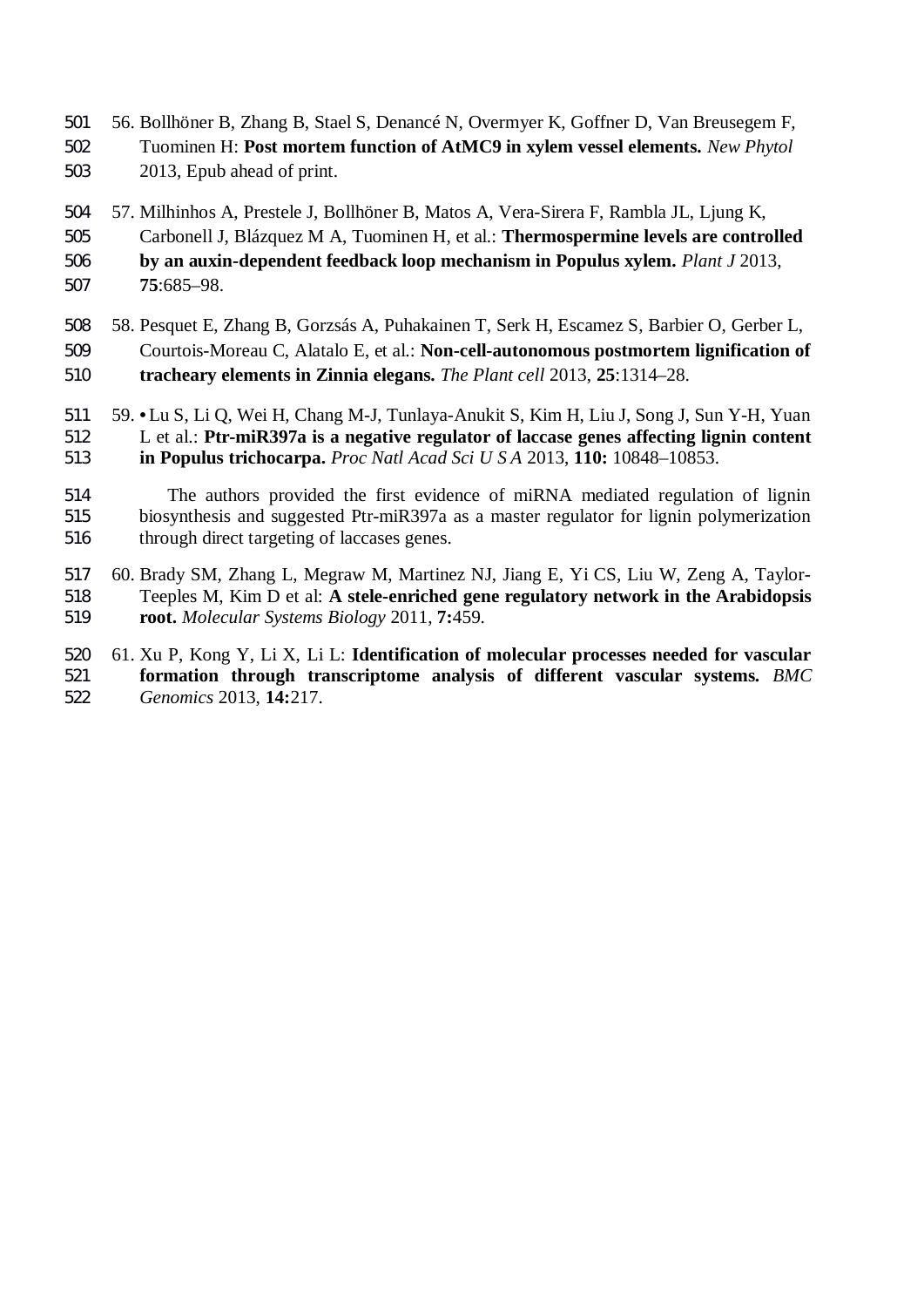56. Bollhöner B, Zhang B, Stael S, Denancé N, Overmyer K, Goffner D, Van Breusegem F, Tuominen H: **Post mortem function of AtMC9 in xylem vessel elements.** *New Phytol* 2013, Epub ahead of print.

57. Milhinhos A, Prestele J, Bollhöner B, Matos A, Vera-Sirera F, Rambla JL, Ljung K, Carbonell J, Blázquez M A, Tuominen H, et al.: **Thermospermine levels are controlled by an auxin-dependent feedback loop mechanism in Populus xylem.** *Plant J* 2013, **75**:685–98.

58. Pesquet E, Zhang B, Gorzsás A, Puhakainen T, Serk H, Escamez S, Barbier O, Gerber L, Courtois-Moreau C, Alatalo E, et al.: **Non-cell-autonomous postmortem lignification of tracheary elements in Zinnia elegans.** *The Plant cell* 2013, **25**:1314–28.

59. • Lu S, Li Q, Wei H, Chang M-J, Tunlaya-Anukit S, Kim H, Liu J, Song J, Sun Y-H, Yuan L et al.: **Ptr-miR397a is a negative regulator of laccase genes affecting lignin content in Populus trichocarpa.** *Proc Natl Acad Sci U S A* 2013, **110:** 10848–10853.

    The authors provided the first evidence of miRNA mediated regulation of lignin biosynthesis and suggested Ptr-miR397a as a master regulator for lignin polymerization through direct targeting of laccases genes.

60. Brady SM, Zhang L, Megraw M, Martinez NJ, Jiang E, Yi CS, Liu W, Zeng A, Taylor-Teeples M, Kim D et al: **A stele-enriched gene regulatory network in the Arabidopsis root.** *Molecular Systems Biology* 2011, **7:**459.

61. Xu P, Kong Y, Li X, Li L: **Identification of molecular processes needed for vascular formation through transcriptome analysis of different vascular systems.** *BMC Genomics* 2013, **14:**217.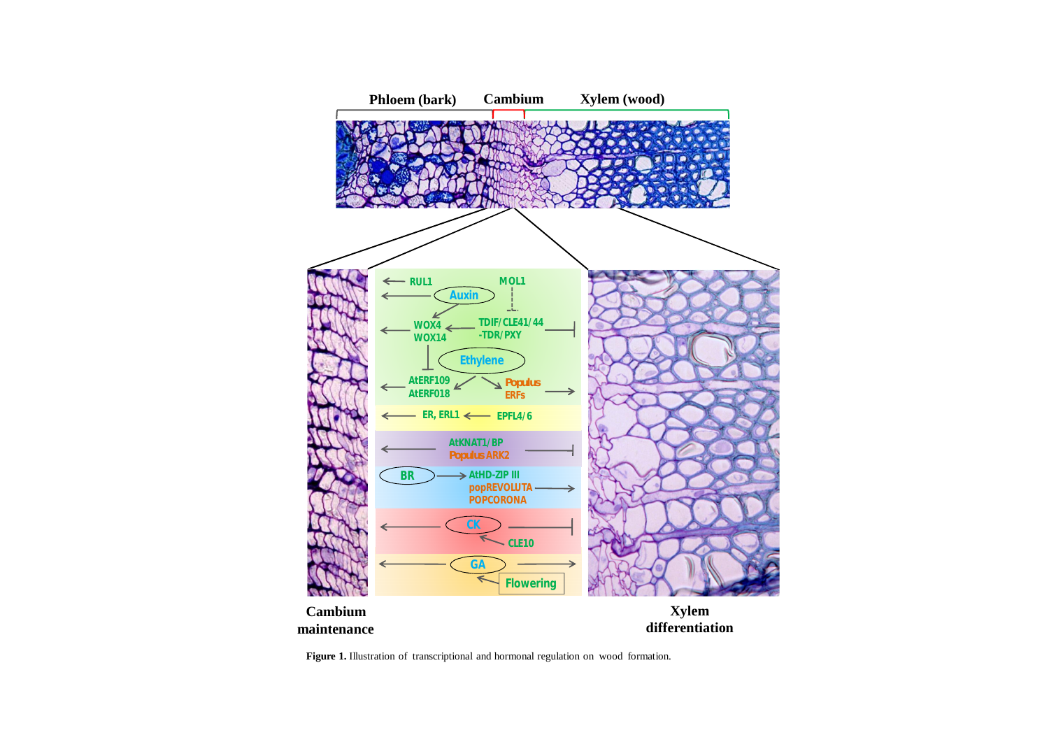**Figure 1.** Illustration of transcriptional and hormonal regulation on wood formation.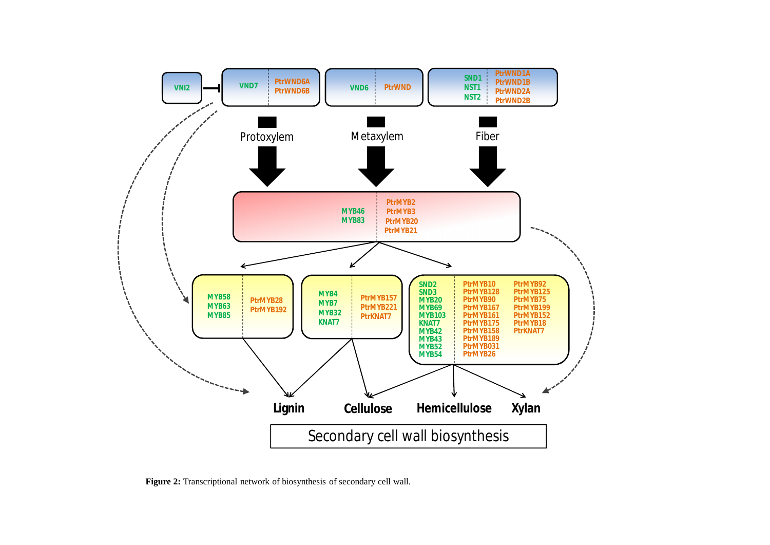VNI2

VND7 | PtrWND6A PtrWND6B

VND6 | PtrWND

SND1 NST1 NST2 | PtrWND1A PtrWND1B PtrWND2A PtrWND2B

Protoxylem

Metaxylem

Fiber

MYB46 MYB83 | PtrMYB2 PtrMYB3 PtrMYB20 PtrMYB21

MYB58 MYB63 MYB85 | PtrMYB28 PtrMYB192

MYB4 MYB7 MYB32 KNAT7 | PtrMYB157 PtrMYB221 PtrKNAT7

SND2 SND3 MYB20 MYB69 MYB103 KNAT7 MYB42 MYB43 MYB52 MYB54 | PtrMYB10 PtrMYB128 PtrMYB90 PtrMYB167 PtrMYB161 PtrMYB175 PtrMYB158 PtrMYB189 PtrMYB031 PtrMYB26 PtrMYB92 PtrMYB125 PtrMYB75 PtrMYB199 PtrMYB152 PtrMYB18 PtrKNAT7

Lignin

Cellulose

Hemicellulose

Xylan

Secondary cell wall biosynthesis

**Figure 2:** Transcriptional network of biosynthesis of secondary cell wall.